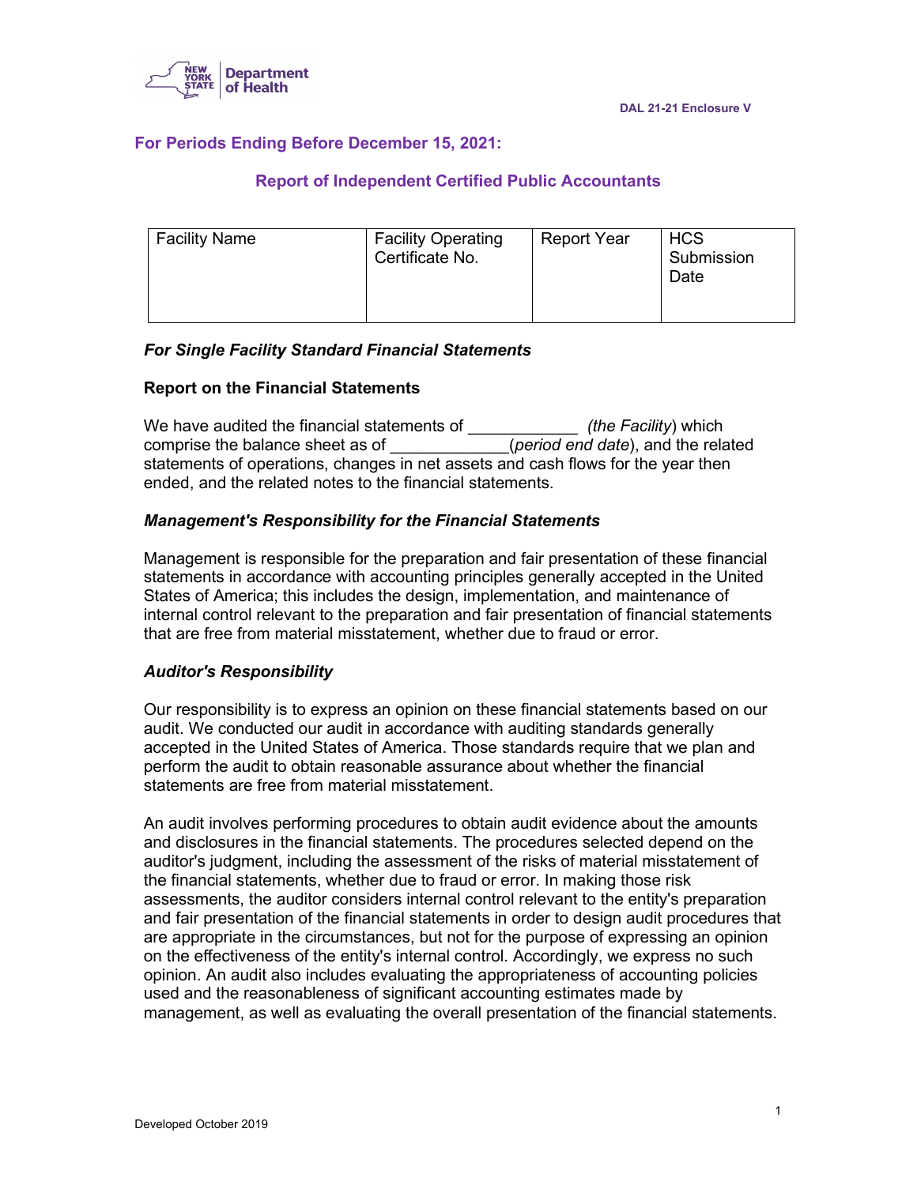DAL 21-21 Enclosure V

## For Periods Ending Before December 15, 2021:

## Report of Independent Certified Public Accountants

| Facility Name | Facility Operating Certificate No. | Report Year | HCS Submission Date |
|---|---|---|---|
| | | | |

### *For Single Facility Standard Financial Statements*

### Report on the Financial Statements

We have audited the financial statements of ____________ *(the Facility*) which comprise the balance sheet as of _____________(*period end date*), and the related statements of operations, changes in net assets and cash flows for the year then ended, and the related notes to the financial statements.

### *Management's Responsibility for the Financial Statements*

Management is responsible for the preparation and fair presentation of these financial statements in accordance with accounting principles generally accepted in the United States of America; this includes the design, implementation, and maintenance of internal control relevant to the preparation and fair presentation of financial statements that are free from material misstatement, whether due to fraud or error.

### *Auditor's Responsibility*

Our responsibility is to express an opinion on these financial statements based on our audit. We conducted our audit in accordance with auditing standards generally accepted in the United States of America. Those standards require that we plan and perform the audit to obtain reasonable assurance about whether the financial statements are free from material misstatement.

An audit involves performing procedures to obtain audit evidence about the amounts and disclosures in the financial statements. The procedures selected depend on the auditor's judgment, including the assessment of the risks of material misstatement of the financial statements, whether due to fraud or error. In making those risk assessments, the auditor considers internal control relevant to the entity's preparation and fair presentation of the financial statements in order to design audit procedures that are appropriate in the circumstances, but not for the purpose of expressing an opinion on the effectiveness of the entity's internal control. Accordingly, we express no such opinion. An audit also includes evaluating the appropriateness of accounting policies used and the reasonableness of significant accounting estimates made by management, as well as evaluating the overall presentation of the financial statements.

Developed October 2019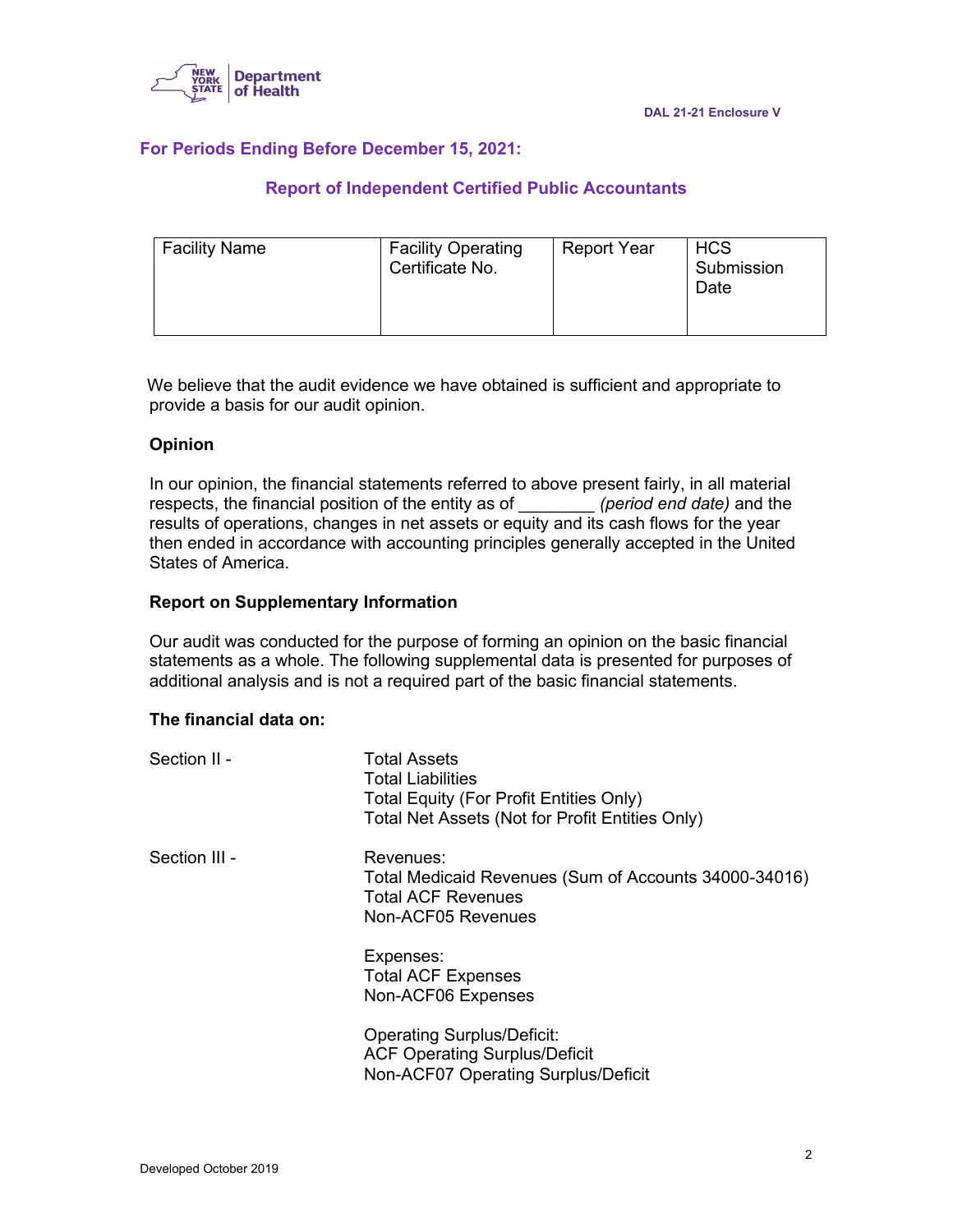DAL 21-21 Enclosure V

## For Periods Ending Before December 15, 2021:

### Report of Independent Certified Public Accountants

| Facility Name | Facility Operating Certificate No. | Report Year | HCS Submission Date |
|---|---|---|---|
| | | | |

We believe that the audit evidence we have obtained is sufficient and appropriate to provide a basis for our audit opinion.

**Opinion**

In our opinion, the financial statements referred to above present fairly, in all material respects, the financial position of the entity as of ________ *(period end date)* and the results of operations, changes in net assets or equity and its cash flows for the year then ended in accordance with accounting principles generally accepted in the United States of America.

**Report on Supplementary Information**

Our audit was conducted for the purpose of forming an opinion on the basic financial statements as a whole. The following supplemental data is presented for purposes of additional analysis and is not a required part of the basic financial statements.

**The financial data on:**

Section II -
- Total Assets
- Total Liabilities
- Total Equity (For Profit Entities Only)
- Total Net Assets (Not for Profit Entities Only)

Section III -

Revenues:
- Total Medicaid Revenues (Sum of Accounts 34000-34016)
- Total ACF Revenues
- Non-ACF05 Revenues

Expenses:
- Total ACF Expenses
- Non-ACF06 Expenses

Operating Surplus/Deficit:
- ACF Operating Surplus/Deficit
- Non-ACF07 Operating Surplus/Deficit

Developed October 2019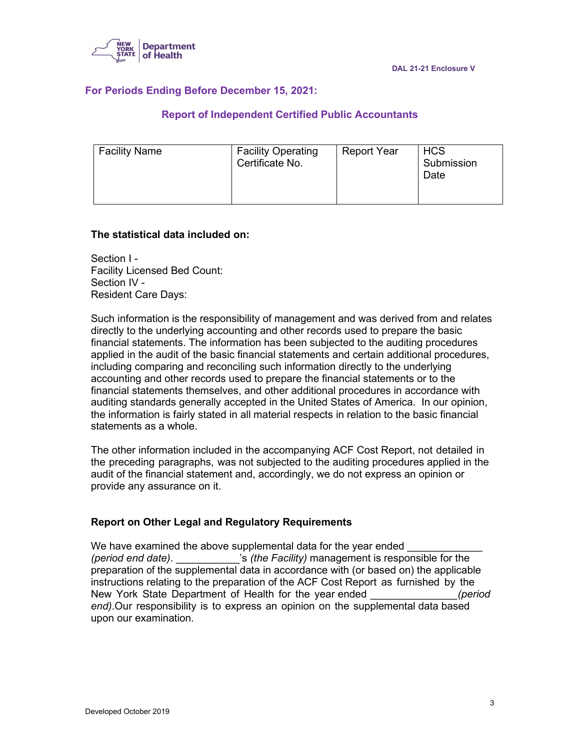DAL 21-21 Enclosure V

## For Periods Ending Before December 15, 2021:

### Report of Independent Certified Public Accountants

| Facility Name | Facility Operating Certificate No. | Report Year | HCS Submission Date |
|---|---|---|---|
| | | | |

**The statistical data included on:**

Section I -
Facility Licensed Bed Count:
Section IV -
Resident Care Days:

Such information is the responsibility of management and was derived from and relates directly to the underlying accounting and other records used to prepare the basic financial statements. The information has been subjected to the auditing procedures applied in the audit of the basic financial statements and certain additional procedures, including comparing and reconciling such information directly to the underlying accounting and other records used to prepare the financial statements or to the financial statements themselves, and other additional procedures in accordance with auditing standards generally accepted in the United States of America. In our opinion, the information is fairly stated in all material respects in relation to the basic financial statements as a whole.

The other information included in the accompanying ACF Cost Report, not detailed in the preceding paragraphs, was not subjected to the auditing procedures applied in the audit of the financial statement and, accordingly, we do not express an opinion or provide any assurance on it.

**Report on Other Legal and Regulatory Requirements**

We have examined the above supplemental data for the year ended _____________ *(period end date)*. ___________'s *(the Facility)* management is responsible for the preparation of the supplemental data in accordance with (or based on) the applicable instructions relating to the preparation of the ACF Cost Report as furnished by the New York State Department of Health for the year ended _______________*(period end)*.Our responsibility is to express an opinion on the supplemental data based upon our examination.

Developed October 2019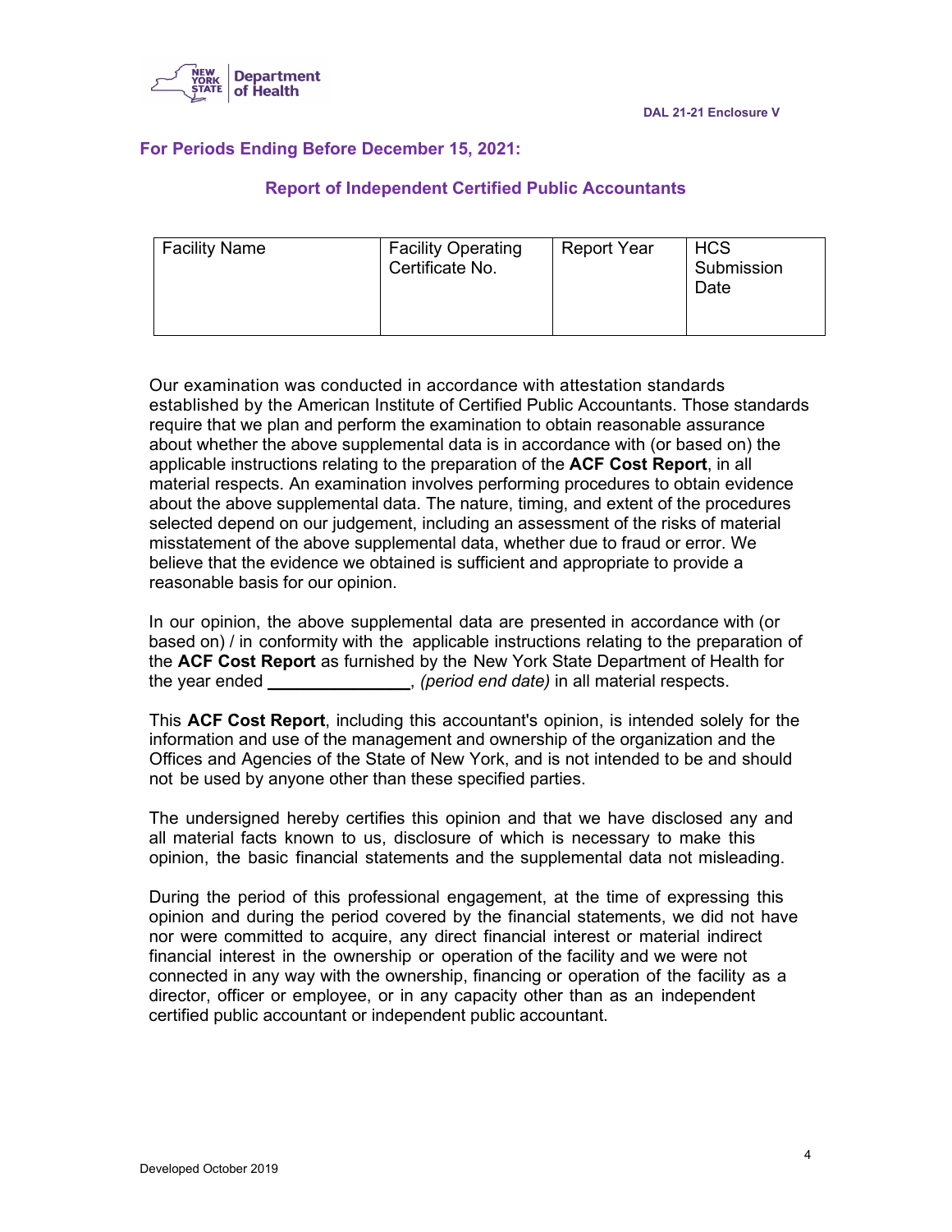DAL 21-21 Enclosure V

## For Periods Ending Before December 15, 2021:

### Report of Independent Certified Public Accountants

| Facility Name | Facility Operating Certificate No. | Report Year | HCS Submission Date |
|---|---|---|---|
| | | | |

Our examination was conducted in accordance with attestation standards established by the American Institute of Certified Public Accountants. Those standards require that we plan and perform the examination to obtain reasonable assurance about whether the above supplemental data is in accordance with (or based on) the applicable instructions relating to the preparation of the **ACF Cost Report**, in all material respects. An examination involves performing procedures to obtain evidence about the above supplemental data. The nature, timing, and extent of the procedures selected depend on our judgement, including an assessment of the risks of material misstatement of the above supplemental data, whether due to fraud or error. We believe that the evidence we obtained is sufficient and appropriate to provide a reasonable basis for our opinion.

In our opinion, the above supplemental data are presented in accordance with (or based on) / in conformity with the applicable instructions relating to the preparation of the **ACF Cost Report** as furnished by the New York State Department of Health for the year ended _______________, *(period end date)* in all material respects.

This **ACF Cost Report**, including this accountant's opinion, is intended solely for the information and use of the management and ownership of the organization and the Offices and Agencies of the State of New York, and is not intended to be and should not be used by anyone other than these specified parties.

The undersigned hereby certifies this opinion and that we have disclosed any and all material facts known to us, disclosure of which is necessary to make this opinion, the basic financial statements and the supplemental data not misleading.

During the period of this professional engagement, at the time of expressing this opinion and during the period covered by the financial statements, we did not have nor were committed to acquire, any direct financial interest or material indirect financial interest in the ownership or operation of the facility and we were not connected in any way with the ownership, financing or operation of the facility as a director, officer or employee, or in any capacity other than as an independent certified public accountant or independent public accountant.

Developed October 2019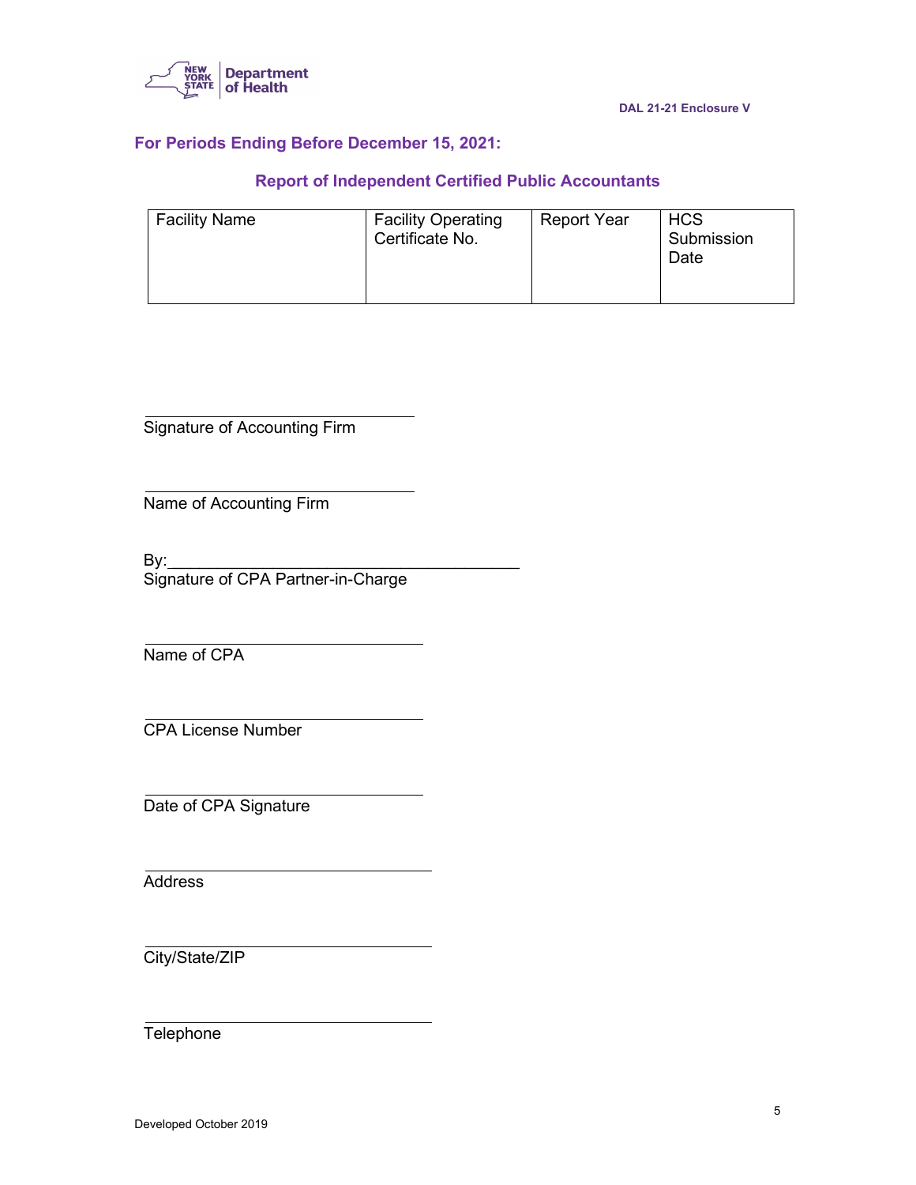DAL 21-21 Enclosure V

## For Periods Ending Before December 15, 2021:

### Report of Independent Certified Public Accountants

| Facility Name | Facility Operating Certificate No. | Report Year | HCS Submission Date |
|---|---|---|---|
| | | | |

\_\_\_\_\_\_\_\_\_\_\_\_\_\_\_\_\_\_\_\_\_\_\_\_\_\_\_\_\_\_\_\_\_\_\_\_
Signature of Accounting Firm

\_\_\_\_\_\_\_\_\_\_\_\_\_\_\_\_\_\_\_\_\_\_\_\_\_\_\_\_\_\_\_\_\_\_\_\_
Name of Accounting Firm

By:\_\_\_\_\_\_\_\_\_\_\_\_\_\_\_\_\_\_\_\_\_\_\_\_\_\_\_\_\_\_\_\_\_\_\_\_\_\_\_\_\_\_
Signature of CPA Partner-in-Charge

\_\_\_\_\_\_\_\_\_\_\_\_\_\_\_\_\_\_\_\_\_\_\_\_\_\_\_\_\_\_\_\_\_\_\_\_
Name of CPA

\_\_\_\_\_\_\_\_\_\_\_\_\_\_\_\_\_\_\_\_\_\_\_\_\_\_\_\_\_\_\_\_\_\_\_\_
CPA License Number

\_\_\_\_\_\_\_\_\_\_\_\_\_\_\_\_\_\_\_\_\_\_\_\_\_\_\_\_\_\_\_\_\_\_\_\_
Date of CPA Signature

\_\_\_\_\_\_\_\_\_\_\_\_\_\_\_\_\_\_\_\_\_\_\_\_\_\_\_\_\_\_\_\_\_\_\_\_
Address

\_\_\_\_\_\_\_\_\_\_\_\_\_\_\_\_\_\_\_\_\_\_\_\_\_\_\_\_\_\_\_\_\_\_\_\_
City/State/ZIP

\_\_\_\_\_\_\_\_\_\_\_\_\_\_\_\_\_\_\_\_\_\_\_\_\_\_\_\_\_\_\_\_\_\_\_\_
Telephone

Developed October 2019